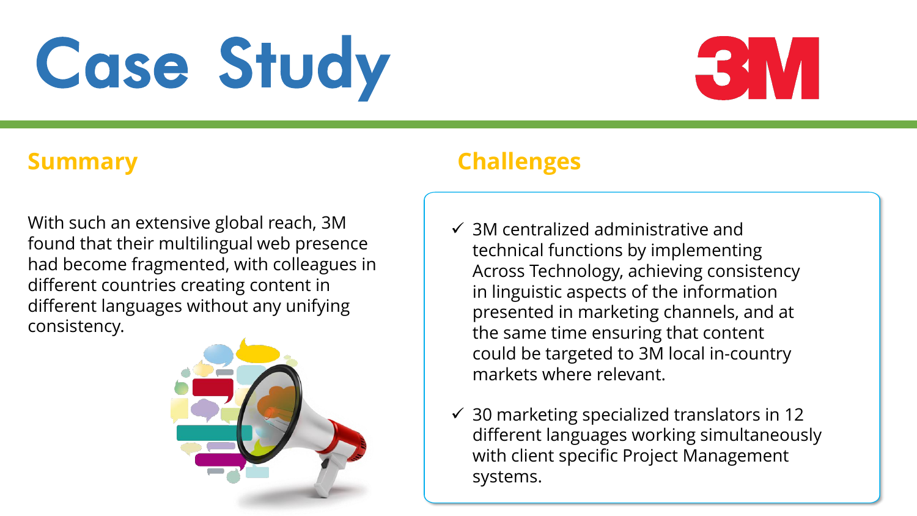# Case Study

3M

## Summary

With such an extensive global reach, 3M found that their multilingual web presence had become fragmented, with colleagues in different countries creating content in different languages without any unifying consistency.

## Challenges

- ✓ 3M centralized administrative and technical functions by implementing Across Technology, achieving consistency in linguistic aspects of the information presented in marketing channels, and at the same time ensuring that content could be targeted to 3M local in-country markets where relevant.
- ✓ 30 marketing specialized translators in 12 different languages working simultaneously with client specific Project Management systems.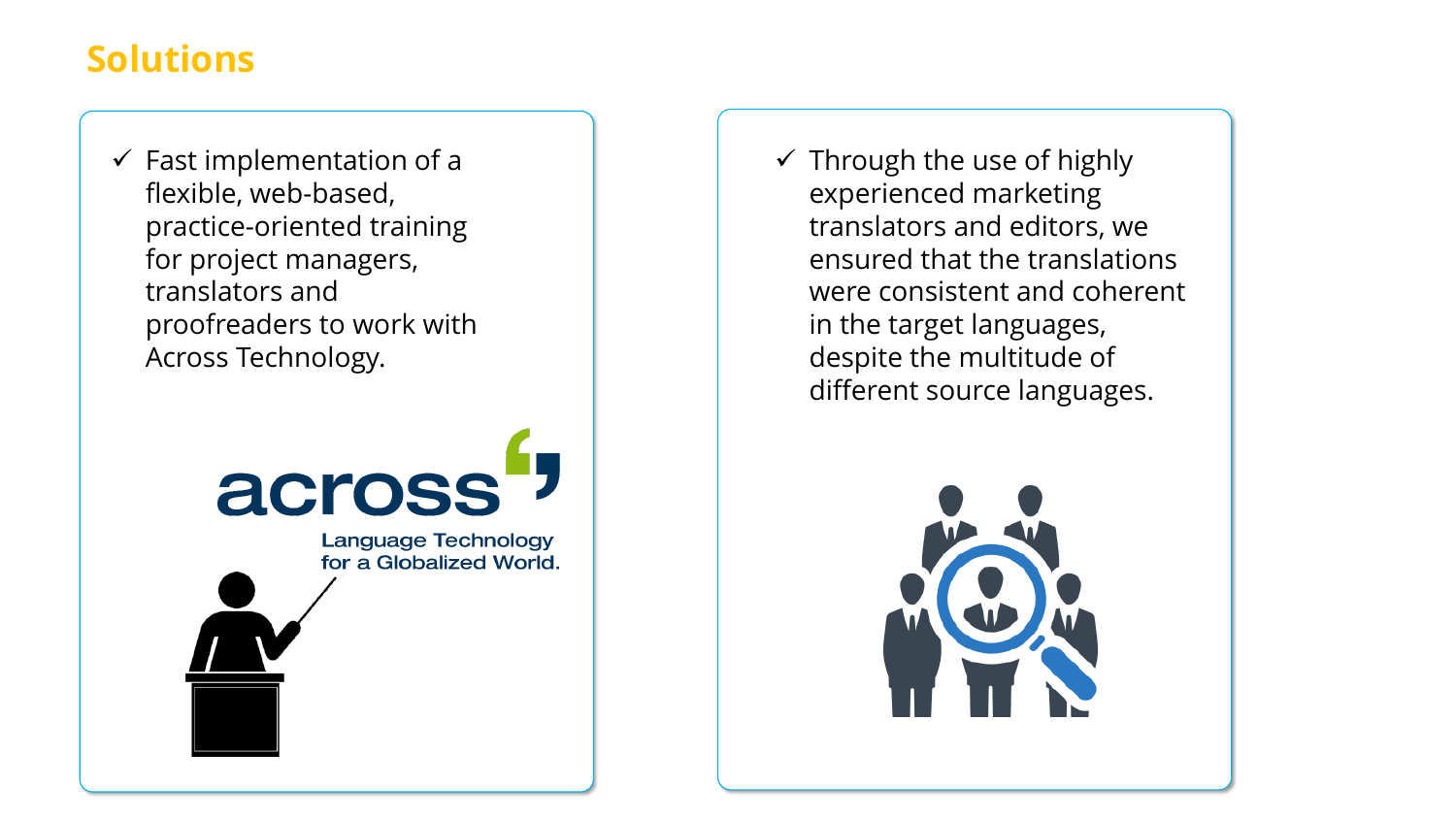## Solutions

- ✓ Fast implementation of a flexible, web-based, practice-oriented training for project managers, translators and proofreaders to work with Across Technology.

- ✓ Through the use of highly experienced marketing translators and editors, we ensured that the translations were consistent and coherent in the target languages, despite the multitude of different source languages.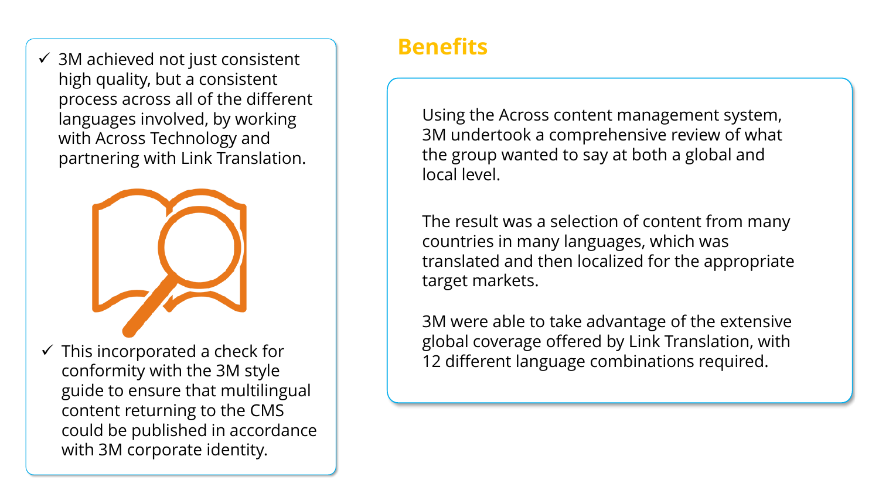- ✓ 3M achieved not just consistent high quality, but a consistent process across all of the different languages involved, by working with Across Technology and partnering with Link Translation.
- ✓ This incorporated a check for conformity with the 3M style guide to ensure that multilingual content returning to the CMS could be published in accordance with 3M corporate identity.

## Benefits

Using the Across content management system, 3M undertook a comprehensive review of what the group wanted to say at both a global and local level.

The result was a selection of content from many countries in many languages, which was translated and then localized for the appropriate target markets.

3M were able to take advantage of the extensive global coverage offered by Link Translation, with 12 different language combinations required.